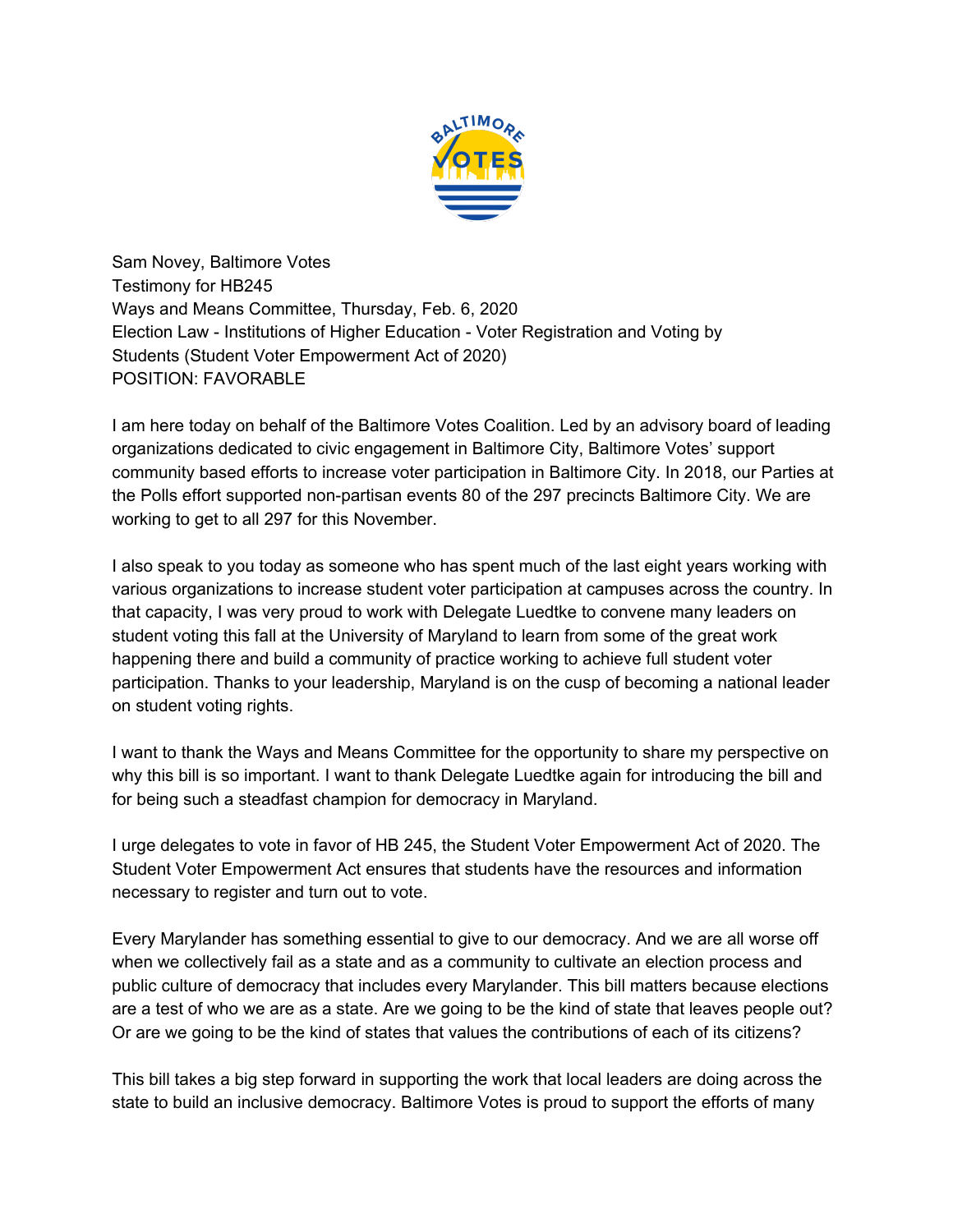Sam Novey, Baltimore Votes
Testimony for HB245
Ways and Means Committee, Thursday, Feb. 6, 2020
Election Law - Institutions of Higher Education - Voter Registration and Voting by Students (Student Voter Empowerment Act of 2020)
POSITION: FAVORABLE

I am here today on behalf of the Baltimore Votes Coalition. Led by an advisory board of leading organizations dedicated to civic engagement in Baltimore City, Baltimore Votes' support community based efforts to increase voter participation in Baltimore City. In 2018, our Parties at the Polls effort supported non-partisan events 80 of the 297 precincts Baltimore City. We are working to get to all 297 for this November.

I also speak to you today as someone who has spent much of the last eight years working with various organizations to increase student voter participation at campuses across the country. In that capacity, I was very proud to work with Delegate Luedtke to convene many leaders on student voting this fall at the University of Maryland to learn from some of the great work happening there and build a community of practice working to achieve full student voter participation. Thanks to your leadership, Maryland is on the cusp of becoming a national leader on student voting rights.

I want to thank the Ways and Means Committee for the opportunity to share my perspective on why this bill is so important. I want to thank Delegate Luedtke again for introducing the bill and for being such a steadfast champion for democracy in Maryland.

I urge delegates to vote in favor of HB 245, the Student Voter Empowerment Act of 2020. The Student Voter Empowerment Act ensures that students have the resources and information necessary to register and turn out to vote.

Every Marylander has something essential to give to our democracy. And we are all worse off when we collectively fail as a state and as a community to cultivate an election process and public culture of democracy that includes every Marylander. This bill matters because elections are a test of who we are as a state. Are we going to be the kind of state that leaves people out? Or are we going to be the kind of states that values the contributions of each of its citizens?

This bill takes a big step forward in supporting the work that local leaders are doing across the state to build an inclusive democracy. Baltimore Votes is proud to support the efforts of many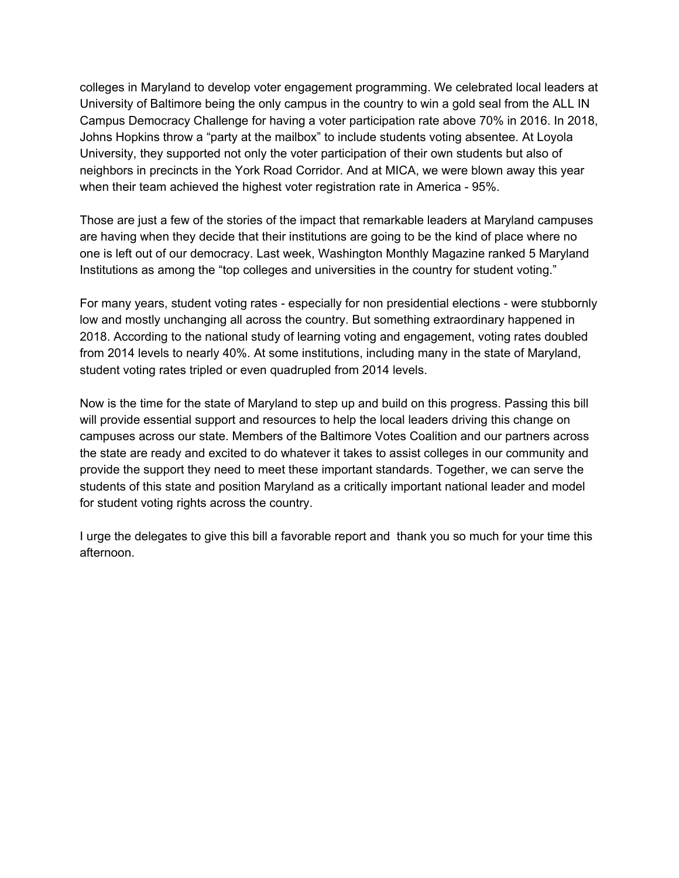colleges in Maryland to develop voter engagement programming. We celebrated local leaders at University of Baltimore being the only campus in the country to win a gold seal from the ALL IN Campus Democracy Challenge for having a voter participation rate above 70% in 2016. In 2018, Johns Hopkins throw a "party at the mailbox" to include students voting absentee. At Loyola University, they supported not only the voter participation of their own students but also of neighbors in precincts in the York Road Corridor. And at MICA, we were blown away this year when their team achieved the highest voter registration rate in America - 95%.

Those are just a few of the stories of the impact that remarkable leaders at Maryland campuses are having when they decide that their institutions are going to be the kind of place where no one is left out of our democracy. Last week, Washington Monthly Magazine ranked 5 Maryland Institutions as among the "top colleges and universities in the country for student voting."

For many years, student voting rates - especially for non presidential elections - were stubbornly low and mostly unchanging all across the country. But something extraordinary happened in 2018. According to the national study of learning voting and engagement, voting rates doubled from 2014 levels to nearly 40%. At some institutions, including many in the state of Maryland, student voting rates tripled or even quadrupled from 2014 levels.

Now is the time for the state of Maryland to step up and build on this progress. Passing this bill will provide essential support and resources to help the local leaders driving this change on campuses across our state. Members of the Baltimore Votes Coalition and our partners across the state are ready and excited to do whatever it takes to assist colleges in our community and provide the support they need to meet these important standards. Together, we can serve the students of this state and position Maryland as a critically important national leader and model for student voting rights across the country.

I urge the delegates to give this bill a favorable report and thank you so much for your time this afternoon.